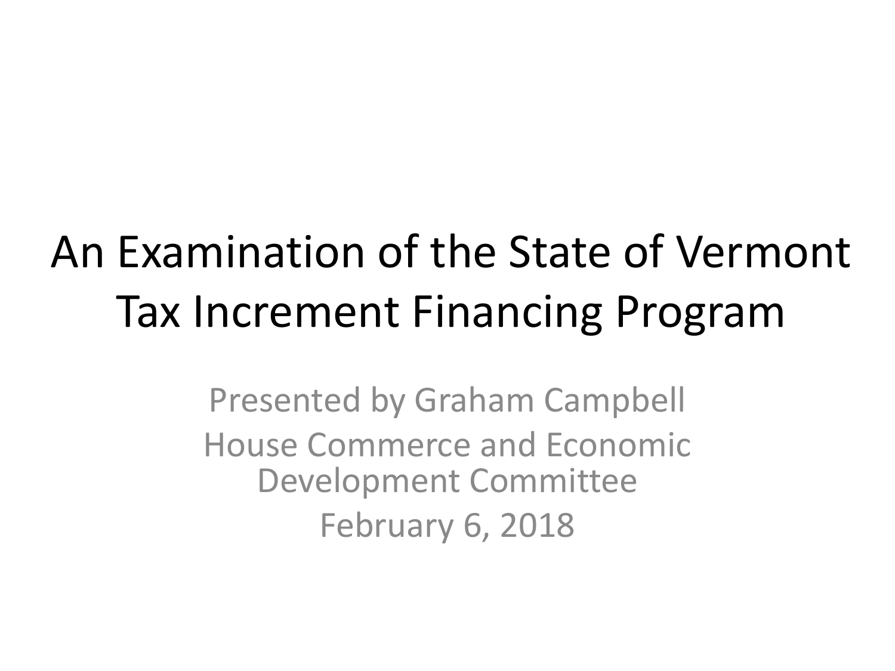# An Examination of the State of Vermont Tax Increment Financing Program

Presented by Graham Campbell

House Commerce and Economic Development Committee

February 6, 2018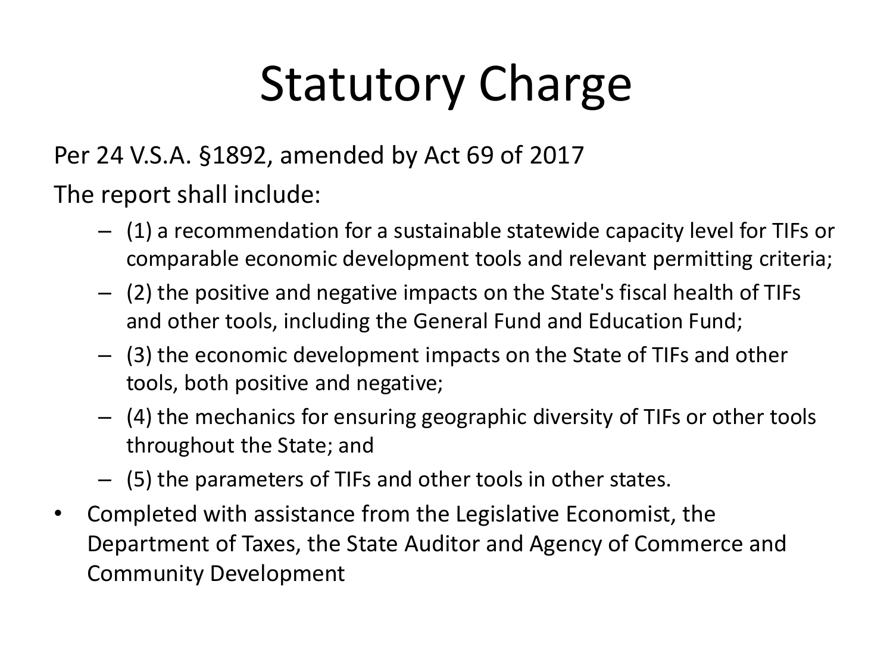# Statutory Charge

Per 24 V.S.A. §1892, amended by Act 69 of 2017

The report shall include:

- (1) a recommendation for a sustainable statewide capacity level for TIFs or comparable economic development tools and relevant permitting criteria;
- (2) the positive and negative impacts on the State's fiscal health of TIFs and other tools, including the General Fund and Education Fund;
- (3) the economic development impacts on the State of TIFs and other tools, both positive and negative;
- (4) the mechanics for ensuring geographic diversity of TIFs or other tools throughout the State; and
- (5) the parameters of TIFs and other tools in other states.

- Completed with assistance from the Legislative Economist, the Department of Taxes, the State Auditor and Agency of Commerce and Community Development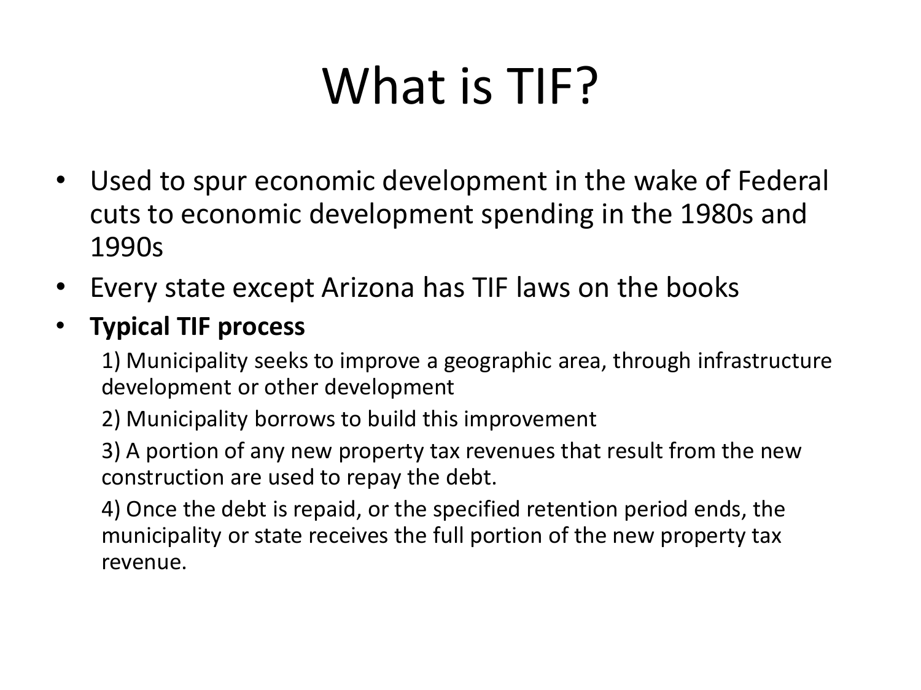# What is TIF?

- Used to spur economic development in the wake of Federal cuts to economic development spending in the 1980s and 1990s
- Every state except Arizona has TIF laws on the books
- **Typical TIF process**

  1) Municipality seeks to improve a geographic area, through infrastructure development or other development

  2) Municipality borrows to build this improvement

  3) A portion of any new property tax revenues that result from the new construction are used to repay the debt.

  4) Once the debt is repaid, or the specified retention period ends, the municipality or state receives the full portion of the new property tax revenue.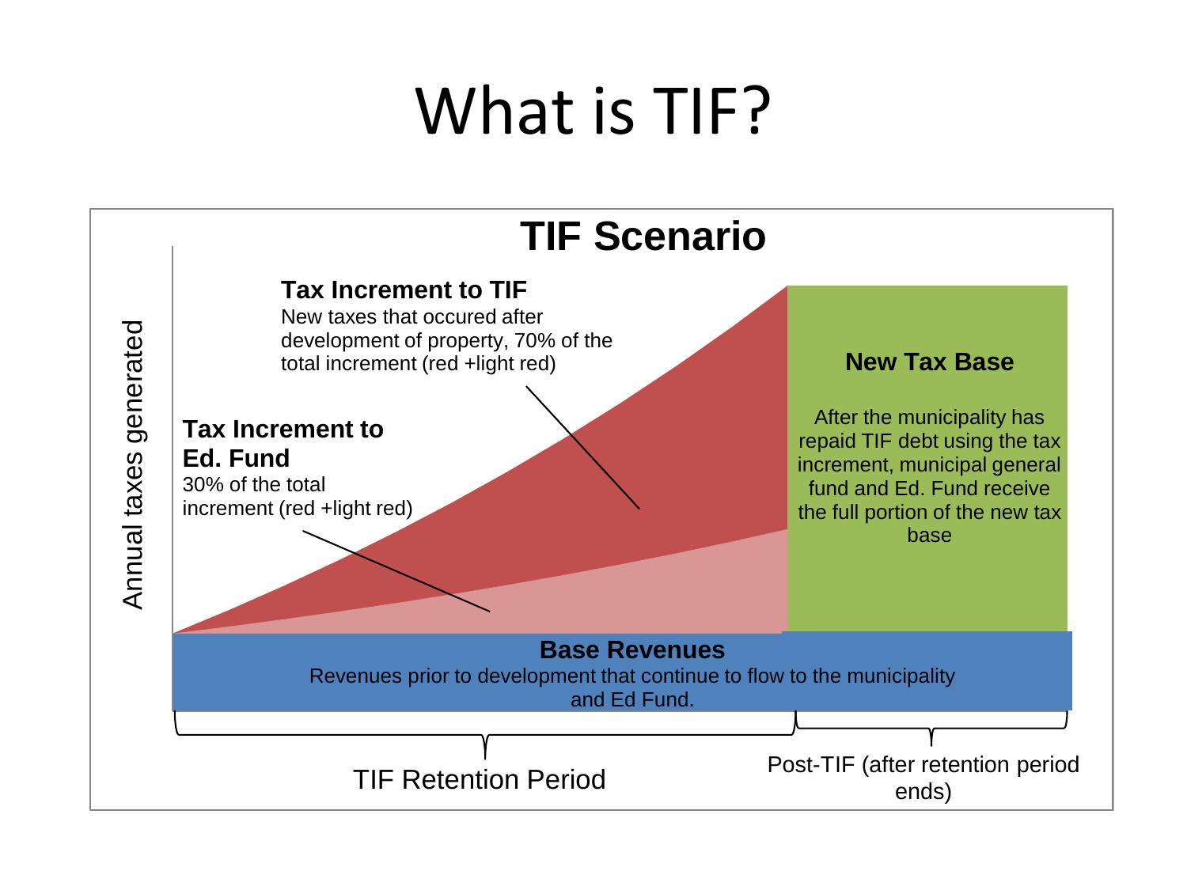# What is TIF?

## TIF Scenario

**Tax Increment to TIF**
New taxes that occured after development of property, 70% of the total increment (red +light red)

**Tax Increment to Ed. Fund**
30% of the total increment (red +light red)

**New Tax Base**

After the municipality has repaid TIF debt using the tax increment, municipal general fund and Ed. Fund receive the full portion of the new tax base

**Base Revenues**
Revenues prior to development that continue to flow to the municipality and Ed Fund.

Annual taxes generated

TIF Retention Period

Post-TIF (after retention period ends)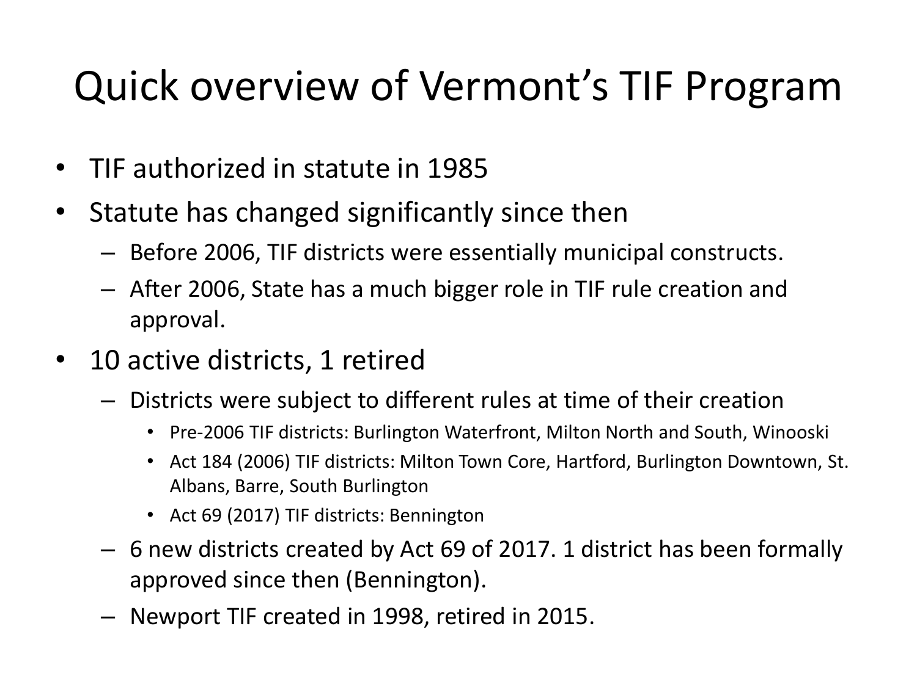# Quick overview of Vermont's TIF Program

- TIF authorized in statute in 1985
- Statute has changed significantly since then
  - Before 2006, TIF districts were essentially municipal constructs.
  - After 2006, State has a much bigger role in TIF rule creation and approval.
- 10 active districts, 1 retired
  - Districts were subject to different rules at time of their creation
    - Pre-2006 TIF districts: Burlington Waterfront, Milton North and South, Winooski
    - Act 184 (2006) TIF districts: Milton Town Core, Hartford, Burlington Downtown, St. Albans, Barre, South Burlington
    - Act 69 (2017) TIF districts: Bennington
  - 6 new districts created by Act 69 of 2017. 1 district has been formally approved since then (Bennington).
  - Newport TIF created in 1998, retired in 2015.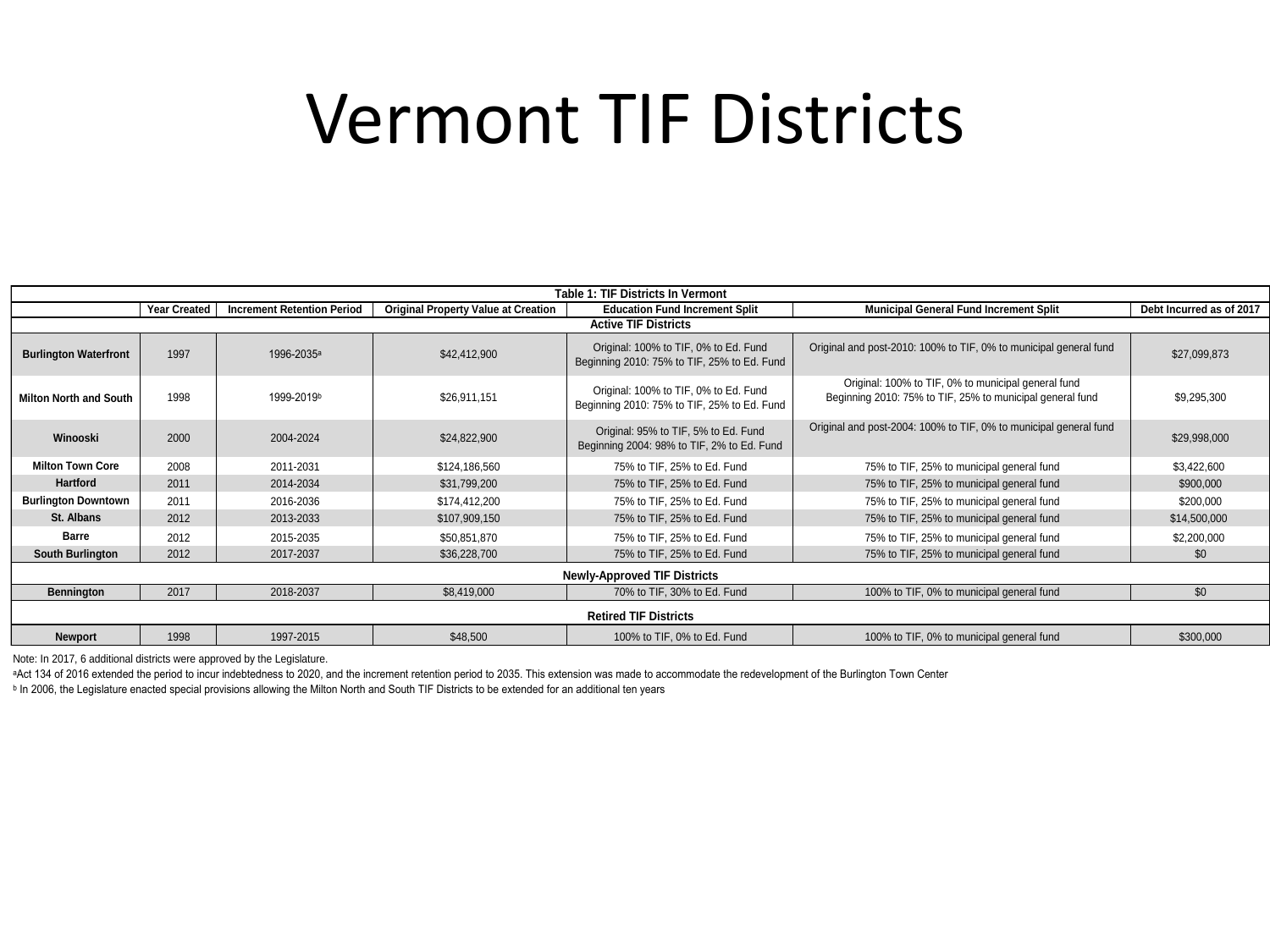# Vermont TIF Districts

| Table 1: TIF Districts In Vermont | | | | | | |
|---|---|---|---|---|---|---|
| | **Year Created** | **Increment Retention Period** | **Original Property Value at Creation** | **Education Fund Increment Split** | **Municipal General Fund Increment Split** | **Debt Incurred as of 2017** |
| **Active TIF Districts** | | | | | | |
| **Burlington Waterfront** | 1997 | 1996-2035[a] | $42,412,900 | Original: 100% to TIF, 0% to Ed. Fund Beginning 2010: 75% to TIF, 25% to Ed. Fund | Original and post-2010: 100% to TIF, 0% to municipal general fund | $27,099,873 |
| **Milton North and South** | 1998 | 1999-2019[b] | $26,911,151 | Original: 100% to TIF, 0% to Ed. Fund Beginning 2010: 75% to TIF, 25% to Ed. Fund | Original: 100% to TIF, 0% to municipal general fund Beginning 2010: 75% to TIF, 25% to municipal general fund | $9,295,300 |
| **Winooski** | 2000 | 2004-2024 | $24,822,900 | Original: 95% to TIF, 5% to Ed. Fund Beginning 2004: 98% to TIF, 2% to Ed. Fund | Original and post-2004: 100% to TIF, 0% to municipal general fund | $29,998,000 |
| **Milton Town Core** | 2008 | 2011-2031 | $124,186,560 | 75% to TIF, 25% to Ed. Fund | 75% to TIF, 25% to municipal general fund | $3,422,600 |
| **Hartford** | 2011 | 2014-2034 | $31,799,200 | 75% to TIF, 25% to Ed. Fund | 75% to TIF, 25% to municipal general fund | $900,000 |
| **Burlington Downtown** | 2011 | 2016-2036 | $174,412,200 | 75% to TIF, 25% to Ed. Fund | 75% to TIF, 25% to municipal general fund | $200,000 |
| **St. Albans** | 2012 | 2013-2033 | $107,909,150 | 75% to TIF, 25% to Ed. Fund | 75% to TIF, 25% to municipal general fund | $14,500,000 |
| **Barre** | 2012 | 2015-2035 | $50,851,870 | 75% to TIF, 25% to Ed. Fund | 75% to TIF, 25% to municipal general fund | $2,200,000 |
| **South Burlington** | 2012 | 2017-2037 | $36,228,700 | 75% to TIF, 25% to Ed. Fund | 75% to TIF, 25% to municipal general fund | $0 |
| **Newly-Approved TIF Districts** | | | | | | |
| **Bennington** | 2017 | 2018-2037 | $8,419,000 | 70% to TIF, 30% to Ed. Fund | 100% to TIF, 0% to municipal general fund | $0 |
| **Retired TIF Districts** | | | | | | |
| **Newport** | 1998 | 1997-2015 | $48,500 | 100% to TIF, 0% to Ed. Fund | 100% to TIF, 0% to municipal general fund | $300,000 |

Note: In 2017, 6 additional districts were approved by the Legislature.

[a]Act 134 of 2016 extended the period to incur indebtedness to 2020, and the increment retention period to 2035. This extension was made to accommodate the redevelopment of the Burlington Town Center

[b] In 2006, the Legislature enacted special provisions allowing the Milton North and South TIF Districts to be extended for an additional ten years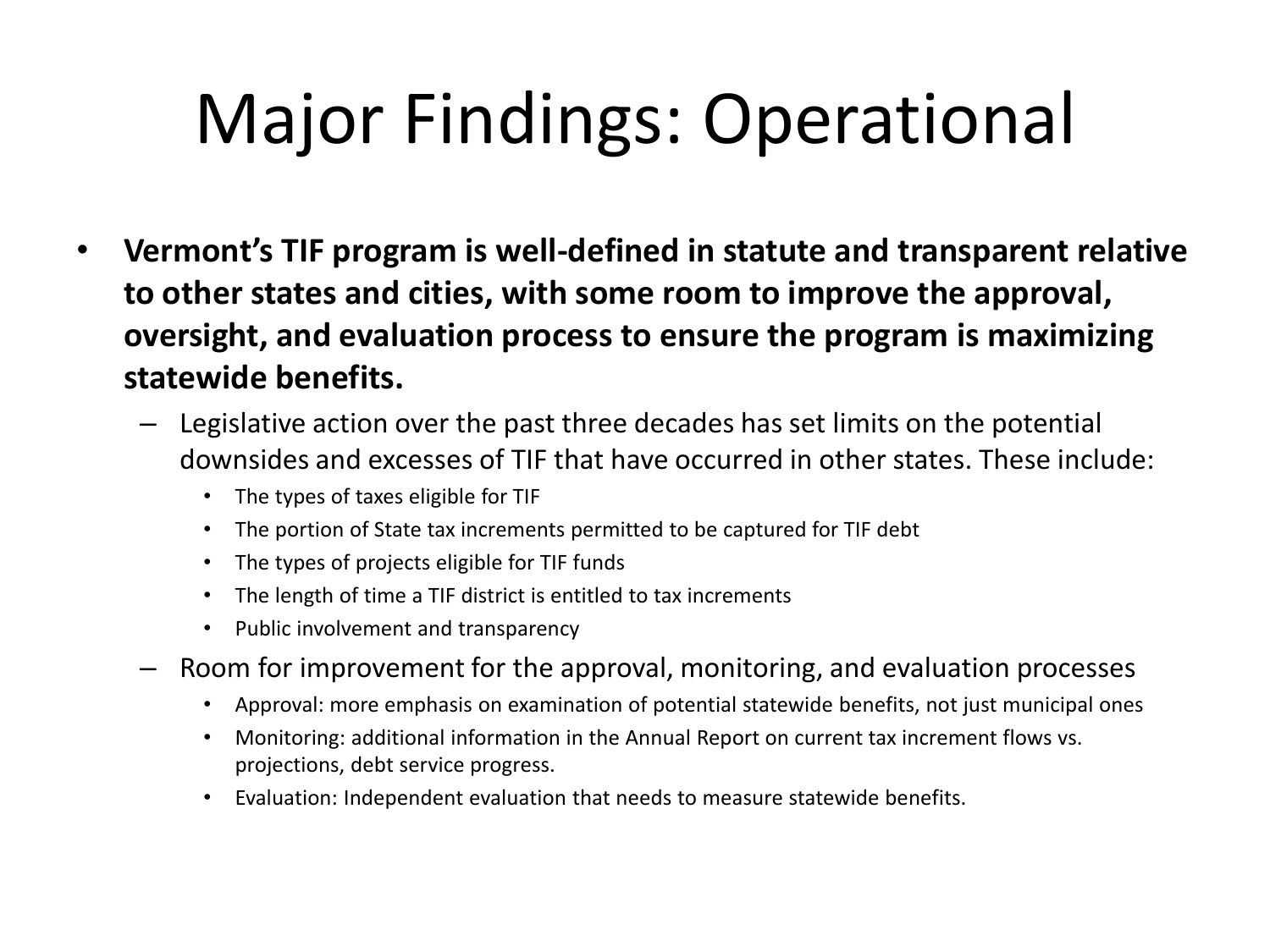# Major Findings: Operational

- **Vermont's TIF program is well-defined in statute and transparent relative to other states and cities, with some room to improve the approval, oversight, and evaluation process to ensure the program is maximizing statewide benefits.**
  - Legislative action over the past three decades has set limits on the potential downsides and excesses of TIF that have occurred in other states. These include:
    - The types of taxes eligible for TIF
    - The portion of State tax increments permitted to be captured for TIF debt
    - The types of projects eligible for TIF funds
    - The length of time a TIF district is entitled to tax increments
    - Public involvement and transparency
  - Room for improvement for the approval, monitoring, and evaluation processes
    - Approval: more emphasis on examination of potential statewide benefits, not just municipal ones
    - Monitoring: additional information in the Annual Report on current tax increment flows vs. projections, debt service progress.
    - Evaluation: Independent evaluation that needs to measure statewide benefits.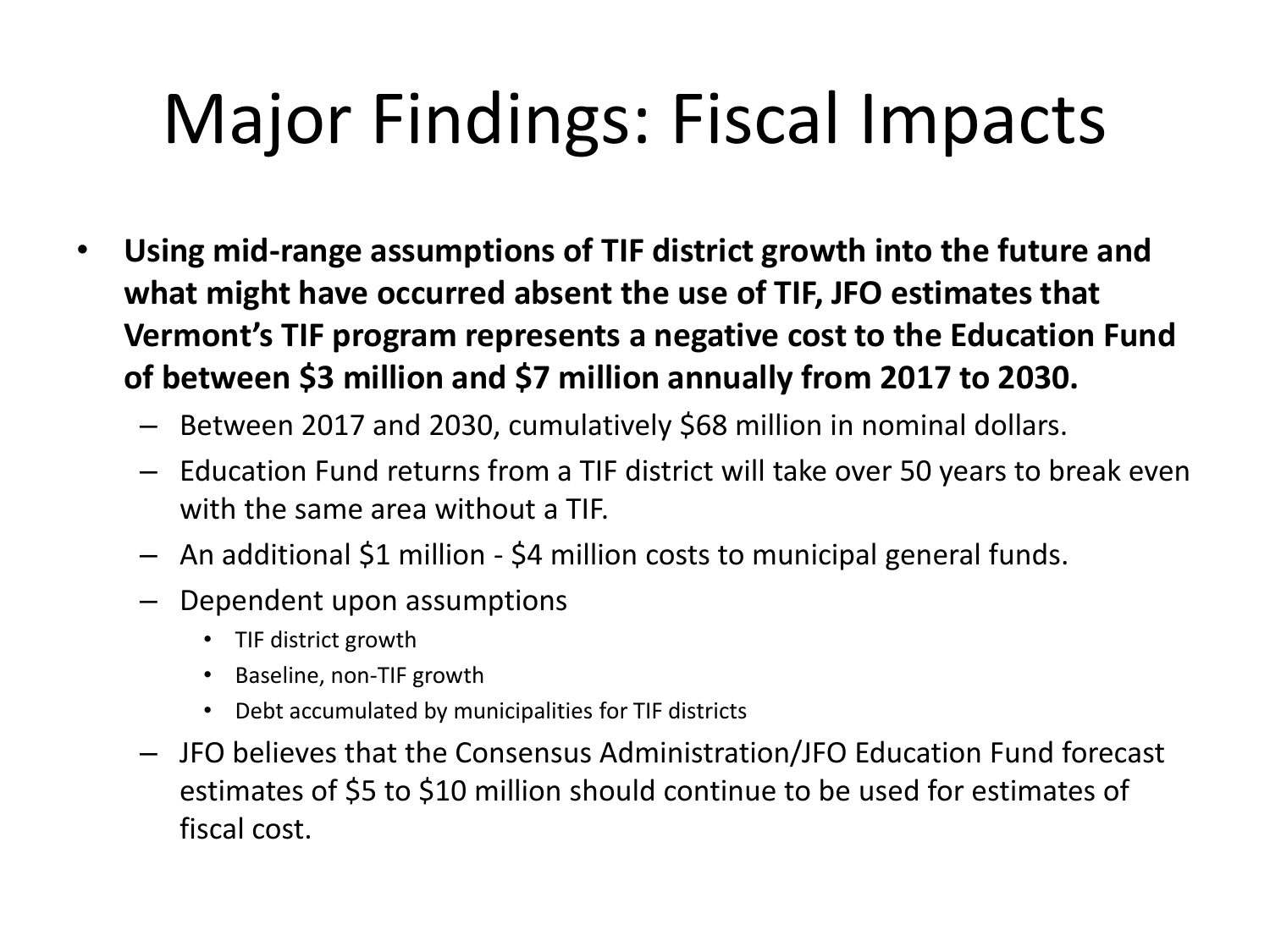# Major Findings: Fiscal Impacts

- **Using mid-range assumptions of TIF district growth into the future and what might have occurred absent the use of TIF, JFO estimates that Vermont's TIF program represents a negative cost to the Education Fund of between $3 million and $7 million annually from 2017 to 2030.**
  - Between 2017 and 2030, cumulatively $68 million in nominal dollars.
  - Education Fund returns from a TIF district will take over 50 years to break even with the same area without a TIF.
  - An additional $1 million - $4 million costs to municipal general funds.
  - Dependent upon assumptions
    - TIF district growth
    - Baseline, non-TIF growth
    - Debt accumulated by municipalities for TIF districts
  - JFO believes that the Consensus Administration/JFO Education Fund forecast estimates of $5 to $10 million should continue to be used for estimates of fiscal cost.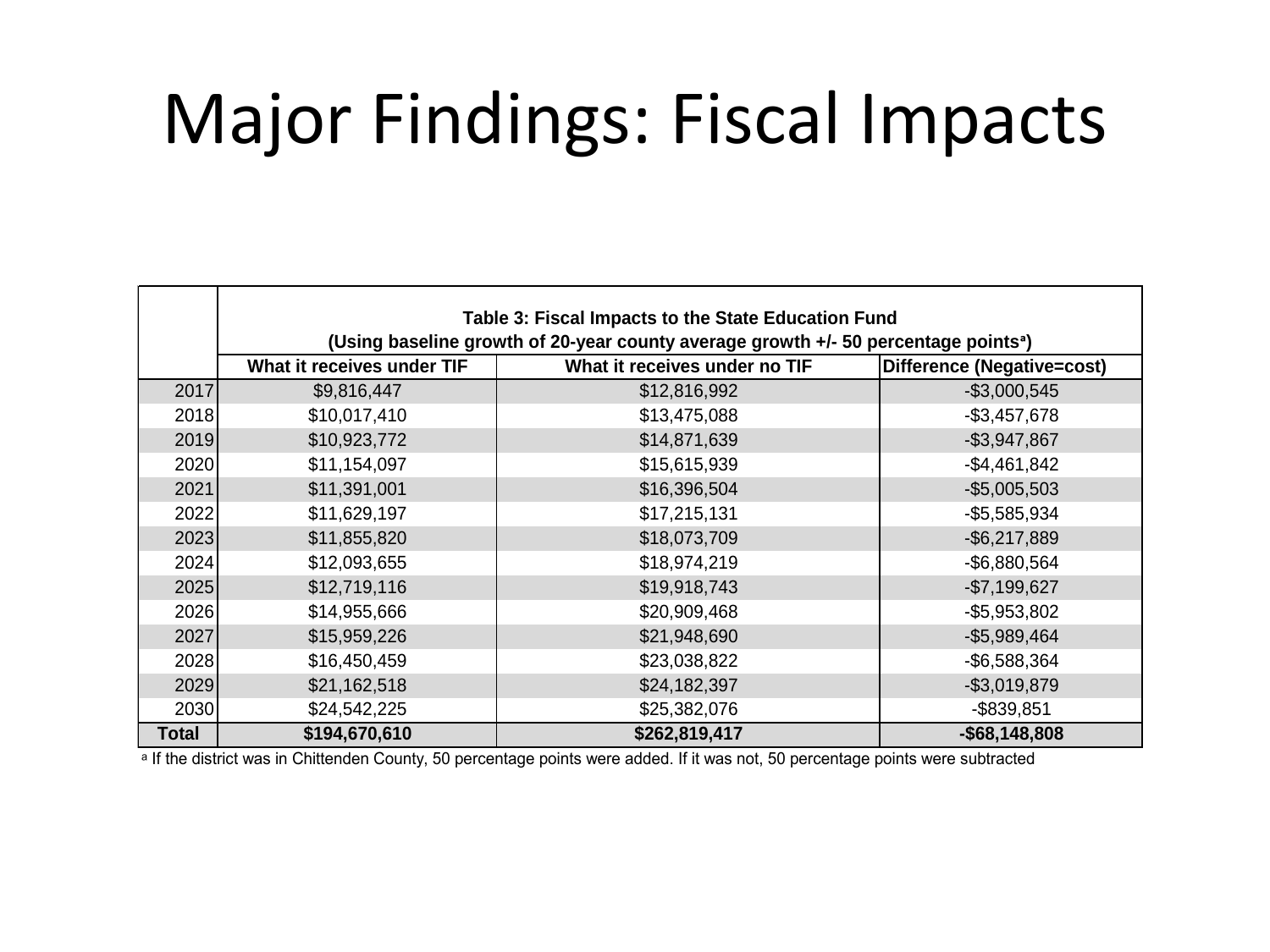# Major Findings: Fiscal Impacts

| | Table 3: Fiscal Impacts to the State Education Fund (Using baseline growth of 20-year county average growth +/- 50 percentage points[a]) | | |
|---|---|---|---|
| | **What it receives under TIF** | **What it receives under no TIF** | **Difference (Negative=cost)** |
| 2017 | $9,816,447 | $12,816,992 | -$3,000,545 |
| 2018 | $10,017,410 | $13,475,088 | -$3,457,678 |
| 2019 | $10,923,772 | $14,871,639 | -$3,947,867 |
| 2020 | $11,154,097 | $15,615,939 | -$4,461,842 |
| 2021 | $11,391,001 | $16,396,504 | -$5,005,503 |
| 2022 | $11,629,197 | $17,215,131 | -$5,585,934 |
| 2023 | $11,855,820 | $18,073,709 | -$6,217,889 |
| 2024 | $12,093,655 | $18,974,219 | -$6,880,564 |
| 2025 | $12,719,116 | $19,918,743 | -$7,199,627 |
| 2026 | $14,955,666 | $20,909,468 | -$5,953,802 |
| 2027 | $15,959,226 | $21,948,690 | -$5,989,464 |
| 2028 | $16,450,459 | $23,038,822 | -$6,588,364 |
| 2029 | $21,162,518 | $24,182,397 | -$3,019,879 |
| 2030 | $24,542,225 | $25,382,076 | -$839,851 |
| **Total** | **$194,670,610** | **$262,819,417** | **-$68,148,808** |

[a] If the district was in Chittenden County, 50 percentage points were added. If it was not, 50 percentage points were subtracted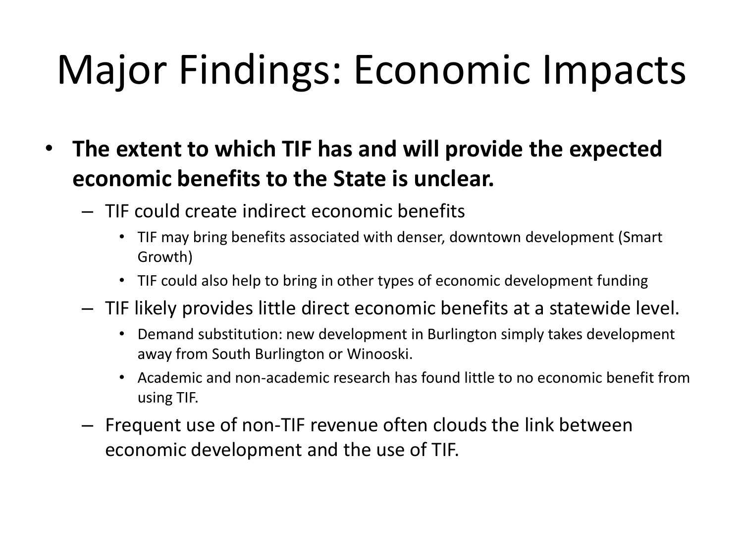# Major Findings: Economic Impacts

- **The extent to which TIF has and will provide the expected economic benefits to the State is unclear.**
  - TIF could create indirect economic benefits
    - TIF may bring benefits associated with denser, downtown development (Smart Growth)
    - TIF could also help to bring in other types of economic development funding
  - TIF likely provides little direct economic benefits at a statewide level.
    - Demand substitution: new development in Burlington simply takes development away from South Burlington or Winooski.
    - Academic and non-academic research has found little to no economic benefit from using TIF.
  - Frequent use of non-TIF revenue often clouds the link between economic development and the use of TIF.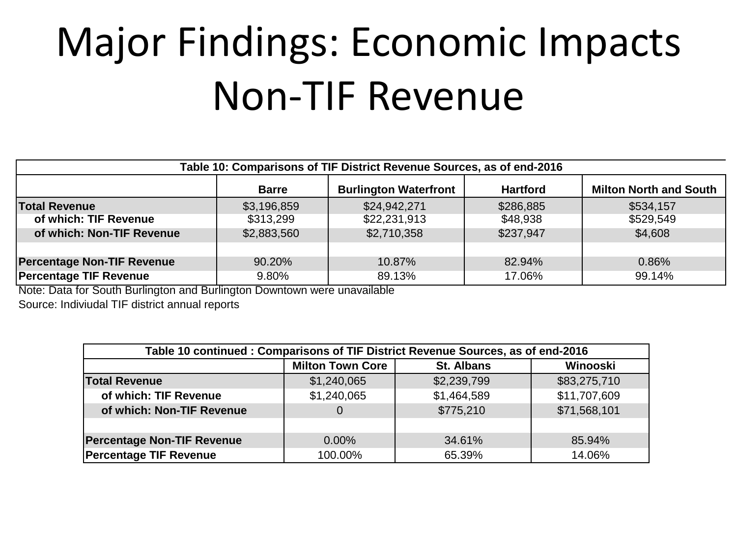# Major Findings: Economic Impacts Non-TIF Revenue

| Table 10: Comparisons of TIF District Revenue Sources, as of end-2016 | | | | |
|---|---|---|---|---|
| | Barre | Burlington Waterfront | Hartford | Milton North and South |
| **Total Revenue** | $3,196,859 | $24,942,271 | $286,885 | $534,157 |
| **of which: TIF Revenue** | $313,299 | $22,231,913 | $48,938 | $529,549 |
| **of which: Non-TIF Revenue** | $2,883,560 | $2,710,358 | $237,947 | $4,608 |
| | | | | |
| **Percentage Non-TIF Revenue** | 90.20% | 10.87% | 82.94% | 0.86% |
| **Percentage TIF Revenue** | 9.80% | 89.13% | 17.06% | 99.14% |

Note: Data for South Burlington and Burlington Downtown were unavailable

Source: Indiviudal TIF district annual reports

| Table 10 continued : Comparisons of TIF District Revenue Sources, as of end-2016 | | | |
|---|---|---|---|
| | Milton Town Core | St. Albans | Winooski |
| **Total Revenue** | $1,240,065 | $2,239,799 | $83,275,710 |
| **of which: TIF Revenue** | $1,240,065 | $1,464,589 | $11,707,609 |
| **of which: Non-TIF Revenue** | 0 | $775,210 | $71,568,101 |
| | | | |
| **Percentage Non-TIF Revenue** | 0.00% | 34.61% | 85.94% |
| **Percentage TIF Revenue** | 100.00% | 65.39% | 14.06% |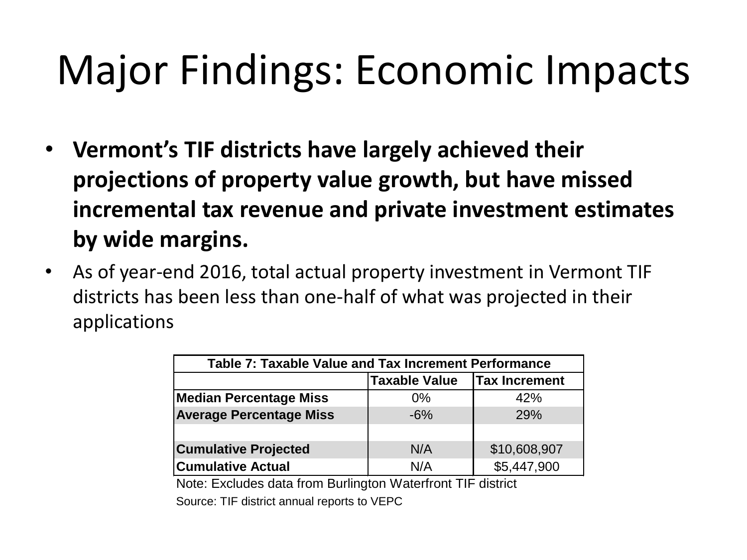# Major Findings: Economic Impacts

- **Vermont's TIF districts have largely achieved their projections of property value growth, but have missed incremental tax revenue and private investment estimates by wide margins.**
- As of year-end 2016, total actual property investment in Vermont TIF districts has been less than one-half of what was projected in their applications

**Table 7: Taxable Value and Tax Increment Performance**

| | Taxable Value | Tax Increment |
|---|---|---|
| **Median Percentage Miss** | 0% | 42% |
| **Average Percentage Miss** | -6% | 29% |
| | | |
| **Cumulative Projected** | N/A | $10,608,907 |
| **Cumulative Actual** | N/A | $5,447,900 |

Note: Excludes data from Burlington Waterfront TIF district

Source: TIF district annual reports to VEPC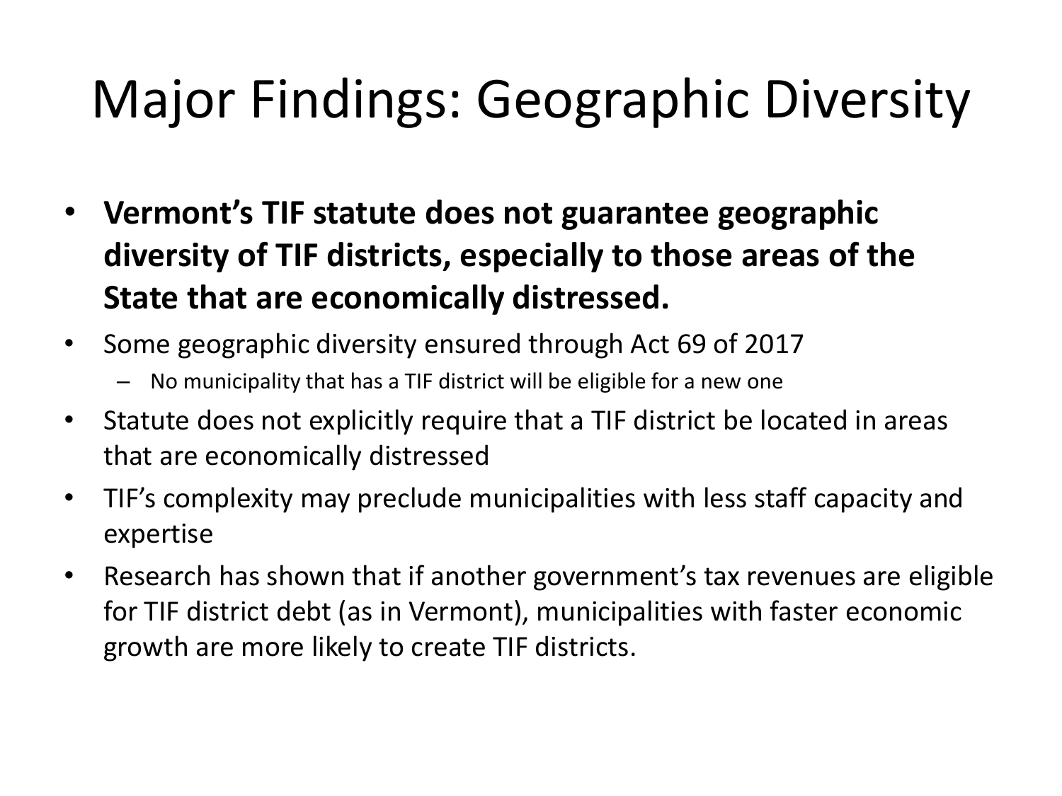# Major Findings: Geographic Diversity

- **Vermont's TIF statute does not guarantee geographic diversity of TIF districts, especially to those areas of the State that are economically distressed.**
- Some geographic diversity ensured through Act 69 of 2017
  - No municipality that has a TIF district will be eligible for a new one
- Statute does not explicitly require that a TIF district be located in areas that are economically distressed
- TIF's complexity may preclude municipalities with less staff capacity and expertise
- Research has shown that if another government's tax revenues are eligible for TIF district debt (as in Vermont), municipalities with faster economic growth are more likely to create TIF districts.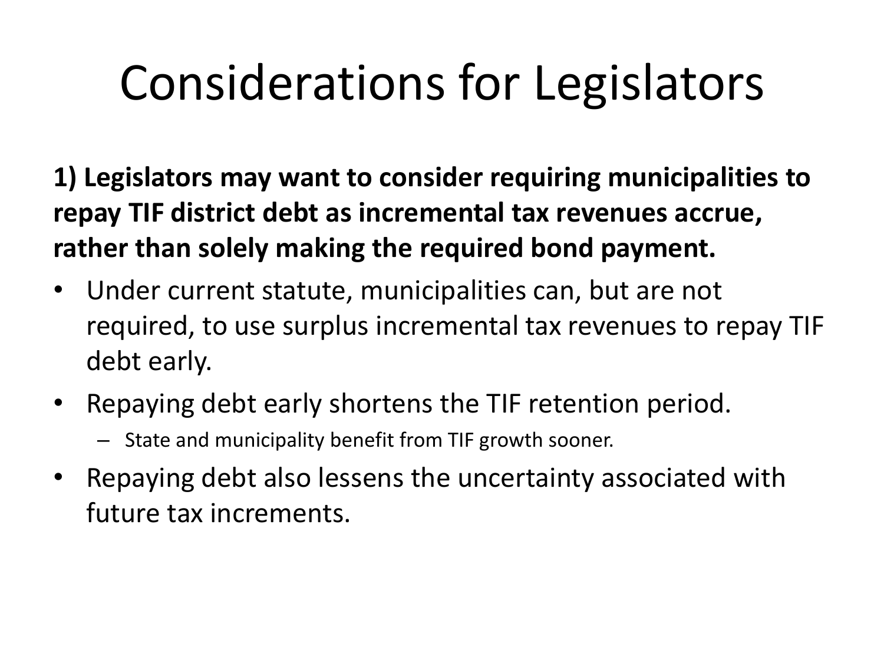# Considerations for Legislators

**1) Legislators may want to consider requiring municipalities to repay TIF district debt as incremental tax revenues accrue, rather than solely making the required bond payment.**

- Under current statute, municipalities can, but are not required, to use surplus incremental tax revenues to repay TIF debt early.
- Repaying debt early shortens the TIF retention period.
  - State and municipality benefit from TIF growth sooner.
- Repaying debt also lessens the uncertainty associated with future tax increments.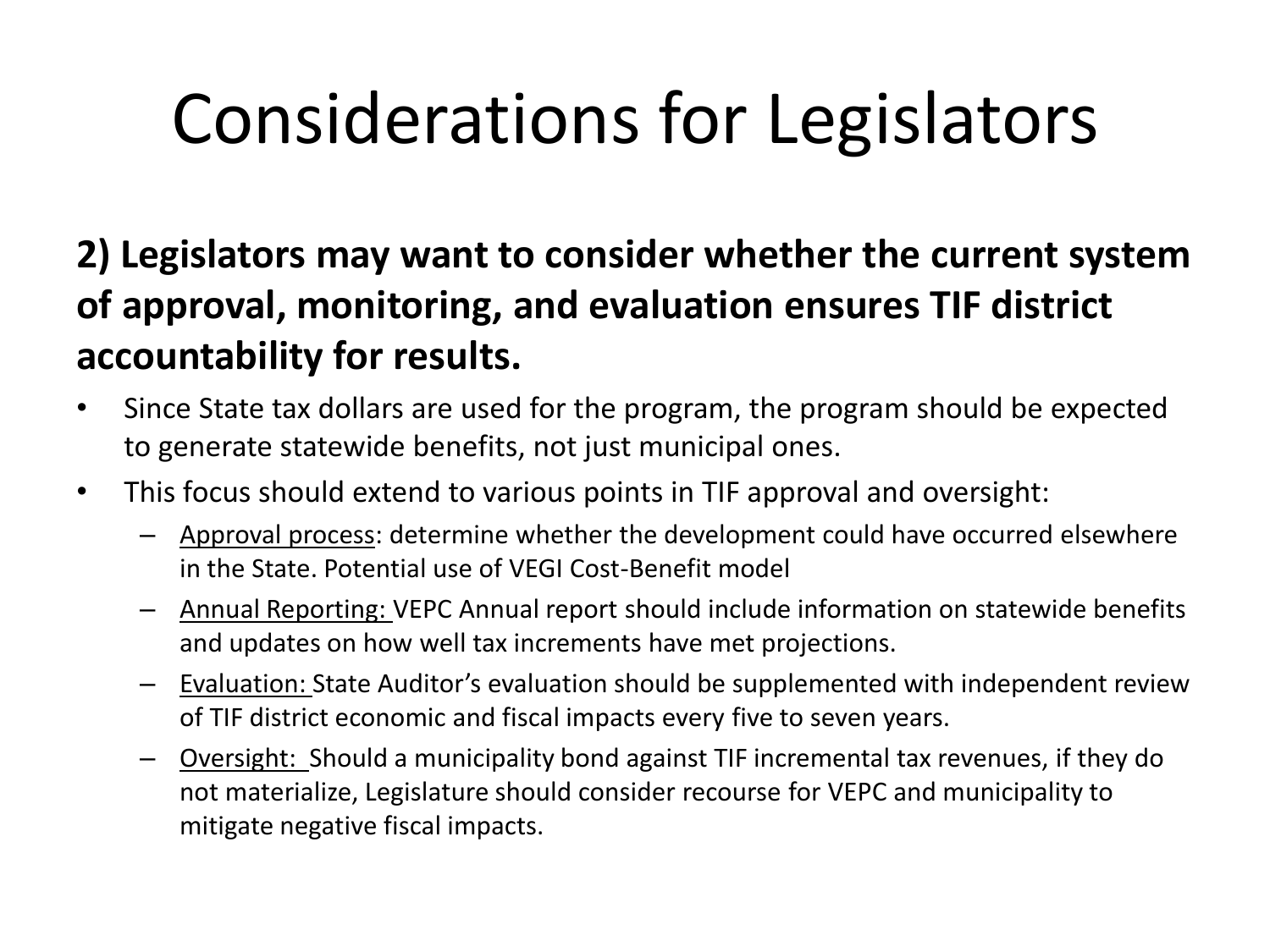# Considerations for Legislators

**2) Legislators may want to consider whether the current system of approval, monitoring, and evaluation ensures TIF district accountability for results.**

- Since State tax dollars are used for the program, the program should be expected to generate statewide benefits, not just municipal ones.
- This focus should extend to various points in TIF approval and oversight:
  - Approval process: determine whether the development could have occurred elsewhere in the State. Potential use of VEGI Cost-Benefit model
  - Annual Reporting: VEPC Annual report should include information on statewide benefits and updates on how well tax increments have met projections.
  - Evaluation: State Auditor's evaluation should be supplemented with independent review of TIF district economic and fiscal impacts every five to seven years.
  - Oversight: Should a municipality bond against TIF incremental tax revenues, if they do not materialize, Legislature should consider recourse for VEPC and municipality to mitigate negative fiscal impacts.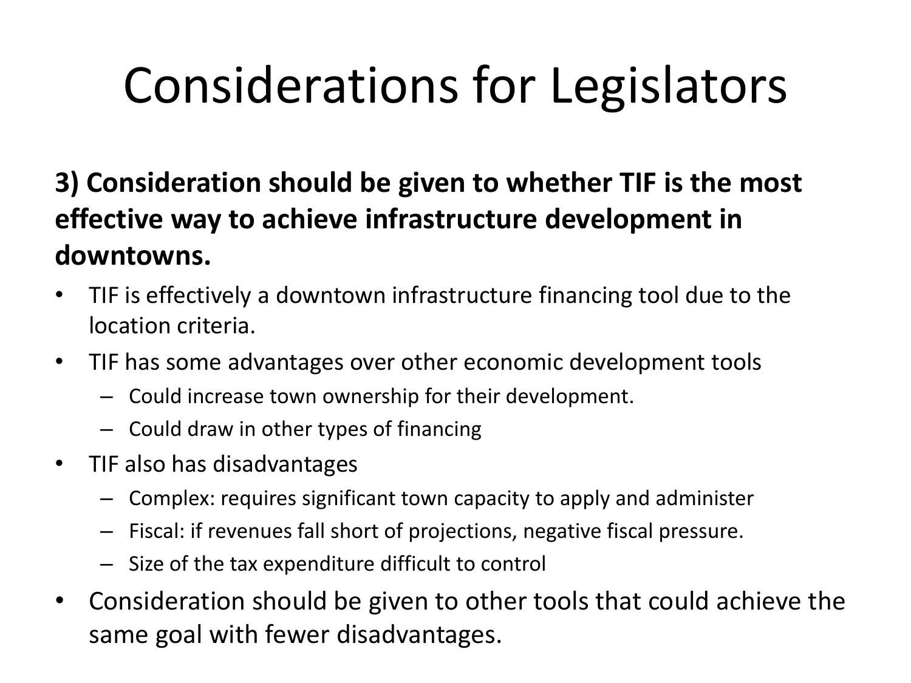# Considerations for Legislators

**3) Consideration should be given to whether TIF is the most effective way to achieve infrastructure development in downtowns.**

- TIF is effectively a downtown infrastructure financing tool due to the location criteria.
- TIF has some advantages over other economic development tools
  - Could increase town ownership for their development.
  - Could draw in other types of financing
- TIF also has disadvantages
  - Complex: requires significant town capacity to apply and administer
  - Fiscal: if revenues fall short of projections, negative fiscal pressure.
  - Size of the tax expenditure difficult to control
- Consideration should be given to other tools that could achieve the same goal with fewer disadvantages.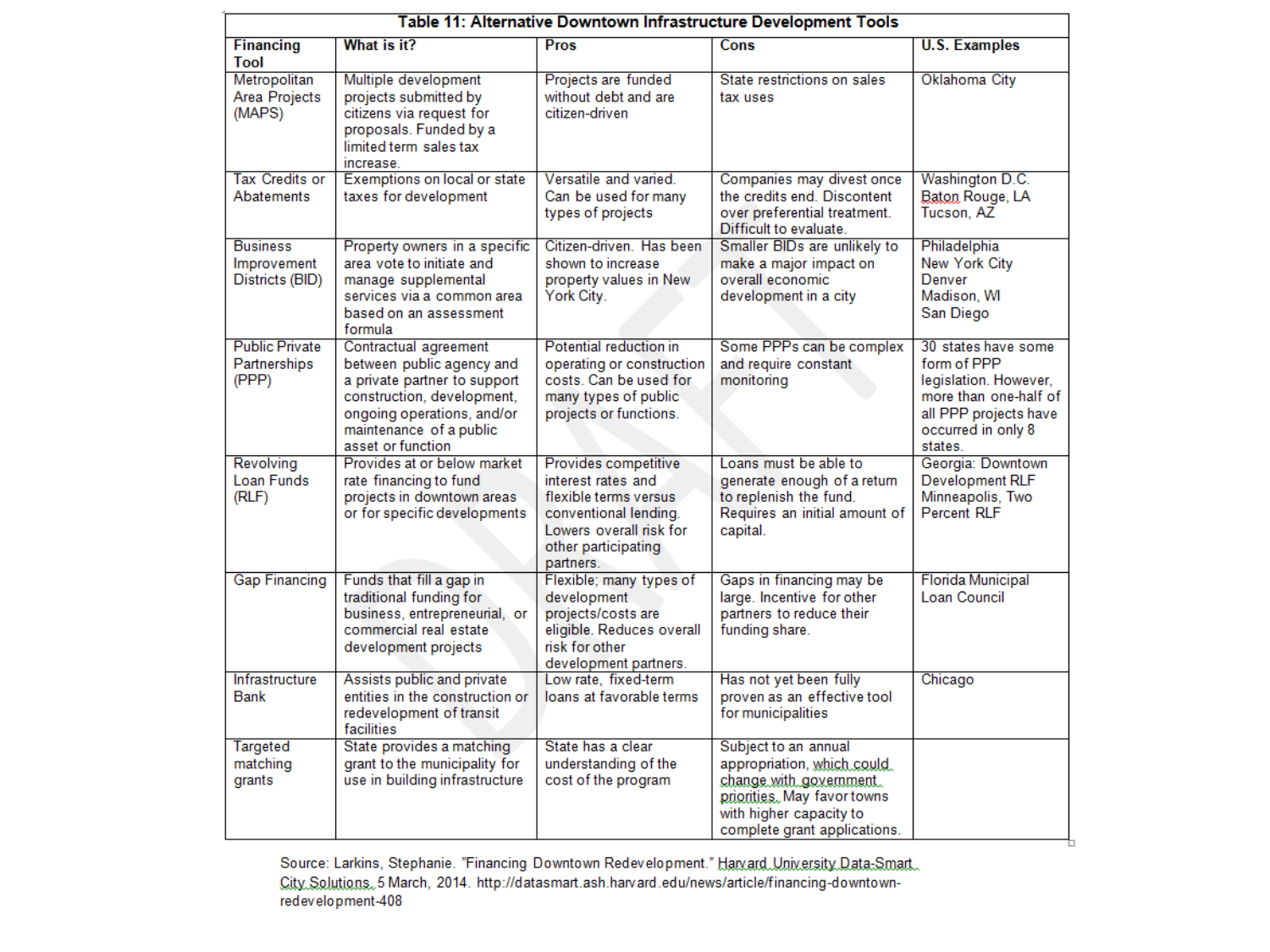**Table 11: Alternative Downtown Infrastructure Development Tools**

| Financing Tool | What is it? | Pros | Cons | U.S. Examples |
|---|---|---|---|---|
| Metropolitan Area Projects (MAPS) | Multiple development projects submitted by citizens via request for proposals. Funded by a limited term sales tax increase. | Projects are funded without debt and are citizen-driven | State restrictions on sales tax uses | Oklahoma City |
| Tax Credits or Abatements | Exemptions on local or state taxes for development | Versatile and varied. Can be used for many types of projects | Companies may divest once the credits end. Discontent over preferential treatment. Difficult to evaluate. | Washington D.C. Baton Rouge, LA Tucson, AZ |
| Business Improvement Districts (BID) | Property owners in a specific area vote to initiate and manage supplemental services via a common area based on an assessment formula | Citizen-driven. Has been shown to increase property values in New York City. | Smaller BIDs are unlikely to make a major impact on overall economic development in a city | Philadelphia New York City Denver Madison, WI San Diego |
| Public Private Partnerships (PPP) | Contractual agreement between public agency and a private partner to support construction, development, ongoing operations, and/or maintenance of a public asset or function | Potential reduction in operating or construction costs. Can be used for many types of public projects or functions. | Some PPPs can be complex and require constant monitoring | 30 states have some form of PPP legislation. However, more than one-half of all PPP projects have occurred in only 8 states. |
| Revolving Loan Funds (RLF) | Provides at or below market rate financing to fund projects in downtown areas or for specific developments | Provides competitive interest rates and flexible terms versus conventional lending. Lowers overall risk for other participating partners. | Loans must be able to generate enough of a return to replenish the fund. Requires an initial amount of capital. | Georgia: Downtown Development RLF Minneapolis, Two Percent RLF |
| Gap Financing | Funds that fill a gap in traditional funding for business, entrepreneurial, or commercial real estate development projects | Flexible; many types of development projects/costs are eligible. Reduces overall risk for other development partners. | Gaps in financing may be large. Incentive for other partners to reduce their funding share. | Florida Municipal Loan Council |
| Infrastructure Bank | Assists public and private entities in the construction or redevelopment of transit facilities | Low rate, fixed-term loans at favorable terms | Has not yet been fully proven as an effective tool for municipalities | Chicago |
| Targeted matching grants | State provides a matching grant to the municipality for use in building infrastructure | State has a clear understanding of the cost of the program | Subject to an annual appropriation, which could change with government priorities. May favor towns with higher capacity to complete grant applications. | |

Source: Larkins, Stephanie. "Financing Downtown Redevelopment." Harvard University Data-Smart City Solutions. 5 March, 2014. http://datasmart.ash.harvard.edu/news/article/financing-downtown-redevelopment-408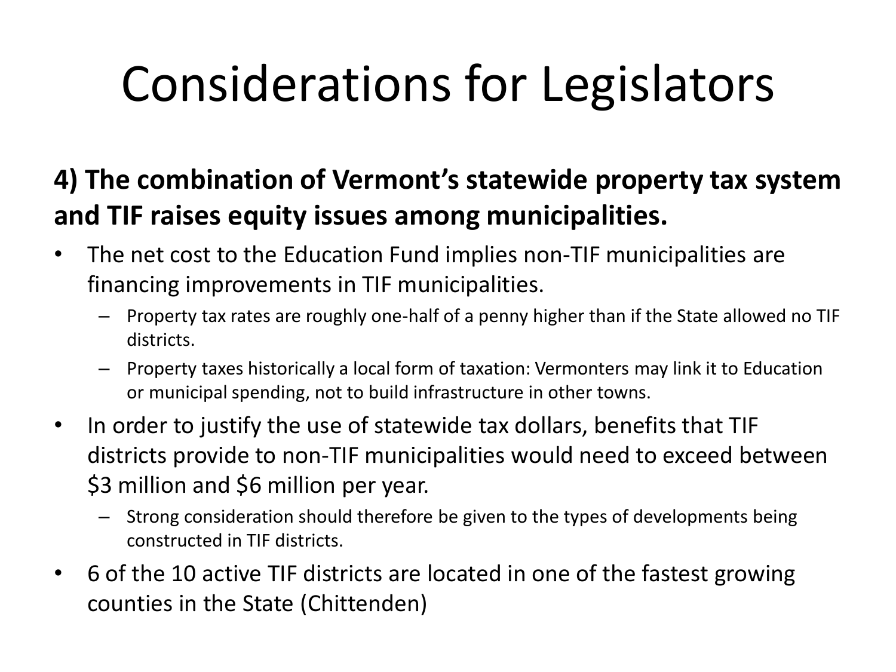# Considerations for Legislators

**4) The combination of Vermont's statewide property tax system and TIF raises equity issues among municipalities.**

- The net cost to the Education Fund implies non-TIF municipalities are financing improvements in TIF municipalities.
  - Property tax rates are roughly one-half of a penny higher than if the State allowed no TIF districts.
  - Property taxes historically a local form of taxation: Vermonters may link it to Education or municipal spending, not to build infrastructure in other towns.
- In order to justify the use of statewide tax dollars, benefits that TIF districts provide to non-TIF municipalities would need to exceed between $3 million and $6 million per year.
  - Strong consideration should therefore be given to the types of developments being constructed in TIF districts.
- 6 of the 10 active TIF districts are located in one of the fastest growing counties in the State (Chittenden)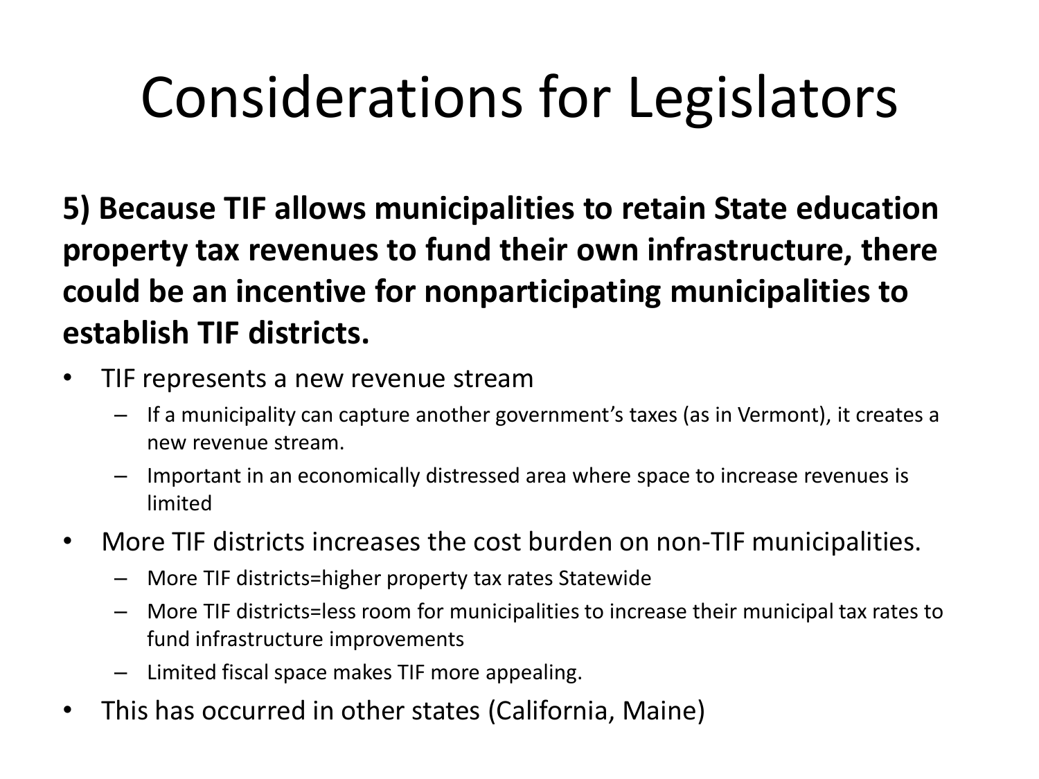# Considerations for Legislators

**5) Because TIF allows municipalities to retain State education property tax revenues to fund their own infrastructure, there could be an incentive for nonparticipating municipalities to establish TIF districts.**

- TIF represents a new revenue stream
  - If a municipality can capture another government's taxes (as in Vermont), it creates a new revenue stream.
  - Important in an economically distressed area where space to increase revenues is limited
- More TIF districts increases the cost burden on non-TIF municipalities.
  - More TIF districts=higher property tax rates Statewide
  - More TIF districts=less room for municipalities to increase their municipal tax rates to fund infrastructure improvements
  - Limited fiscal space makes TIF more appealing.
- This has occurred in other states (California, Maine)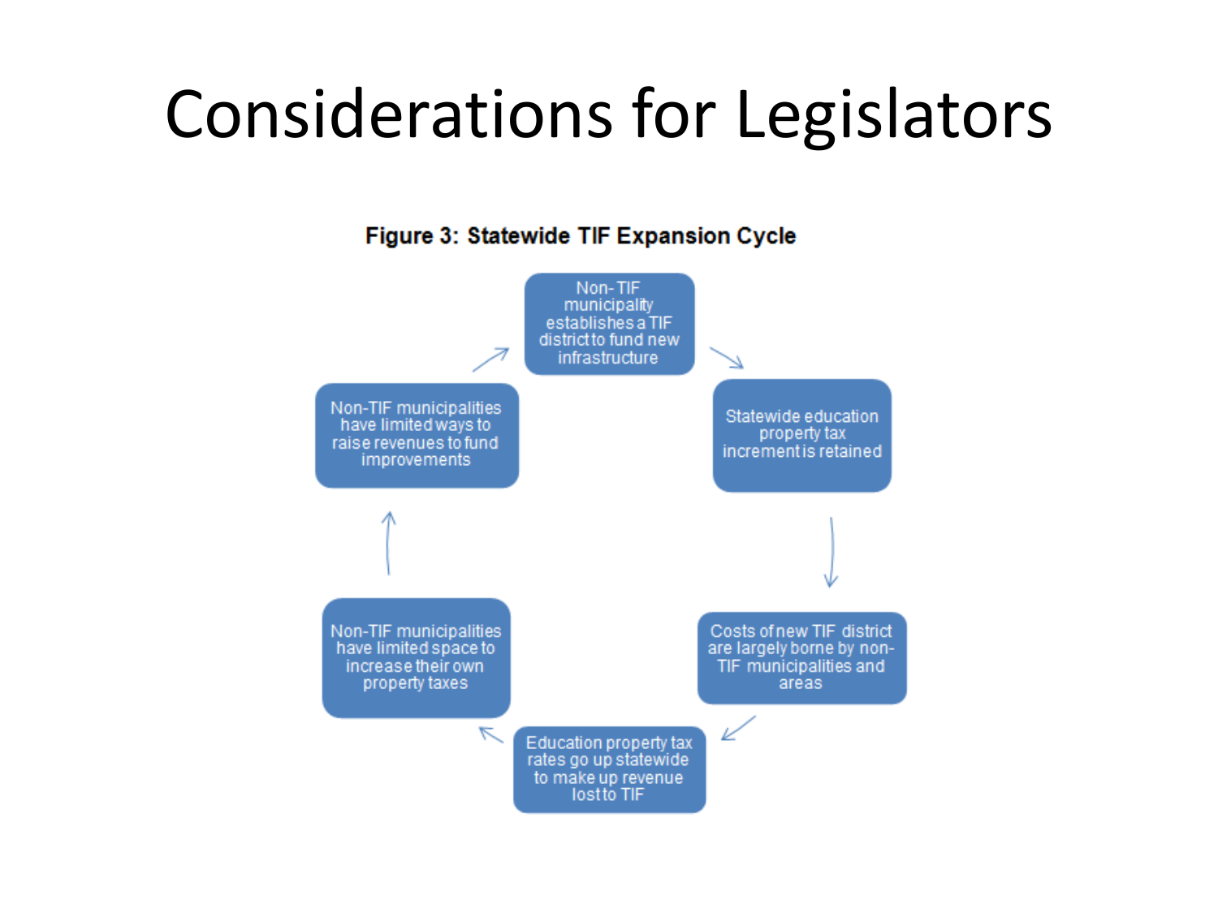# Considerations for Legislators

**Figure 3: Statewide TIF Expansion Cycle**

1. Non-TIF municipality establishes a TIF district to fund new infrastructure
2. Statewide education property tax increment is retained
3. Costs of new TIF district are largely borne by non-TIF municipalities and areas
4. Education property tax rates go up statewide to make up revenue lost to TIF
5. Non-TIF municipalities have limited space to increase their own property taxes
6. Non-TIF municipalities have limited ways to raise revenues to fund improvements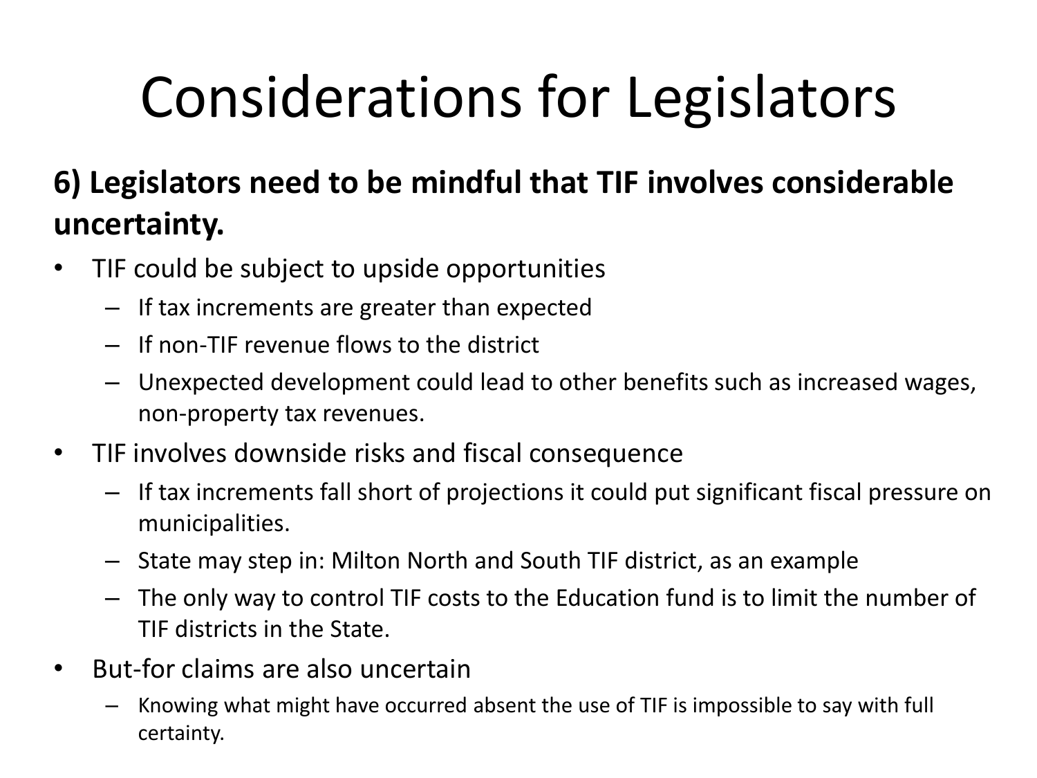# Considerations for Legislators

**6) Legislators need to be mindful that TIF involves considerable uncertainty.**

- TIF could be subject to upside opportunities
  - If tax increments are greater than expected
  - If non-TIF revenue flows to the district
  - Unexpected development could lead to other benefits such as increased wages, non-property tax revenues.
- TIF involves downside risks and fiscal consequence
  - If tax increments fall short of projections it could put significant fiscal pressure on municipalities.
  - State may step in: Milton North and South TIF district, as an example
  - The only way to control TIF costs to the Education fund is to limit the number of TIF districts in the State.
- But-for claims are also uncertain
  - Knowing what might have occurred absent the use of TIF is impossible to say with full certainty.